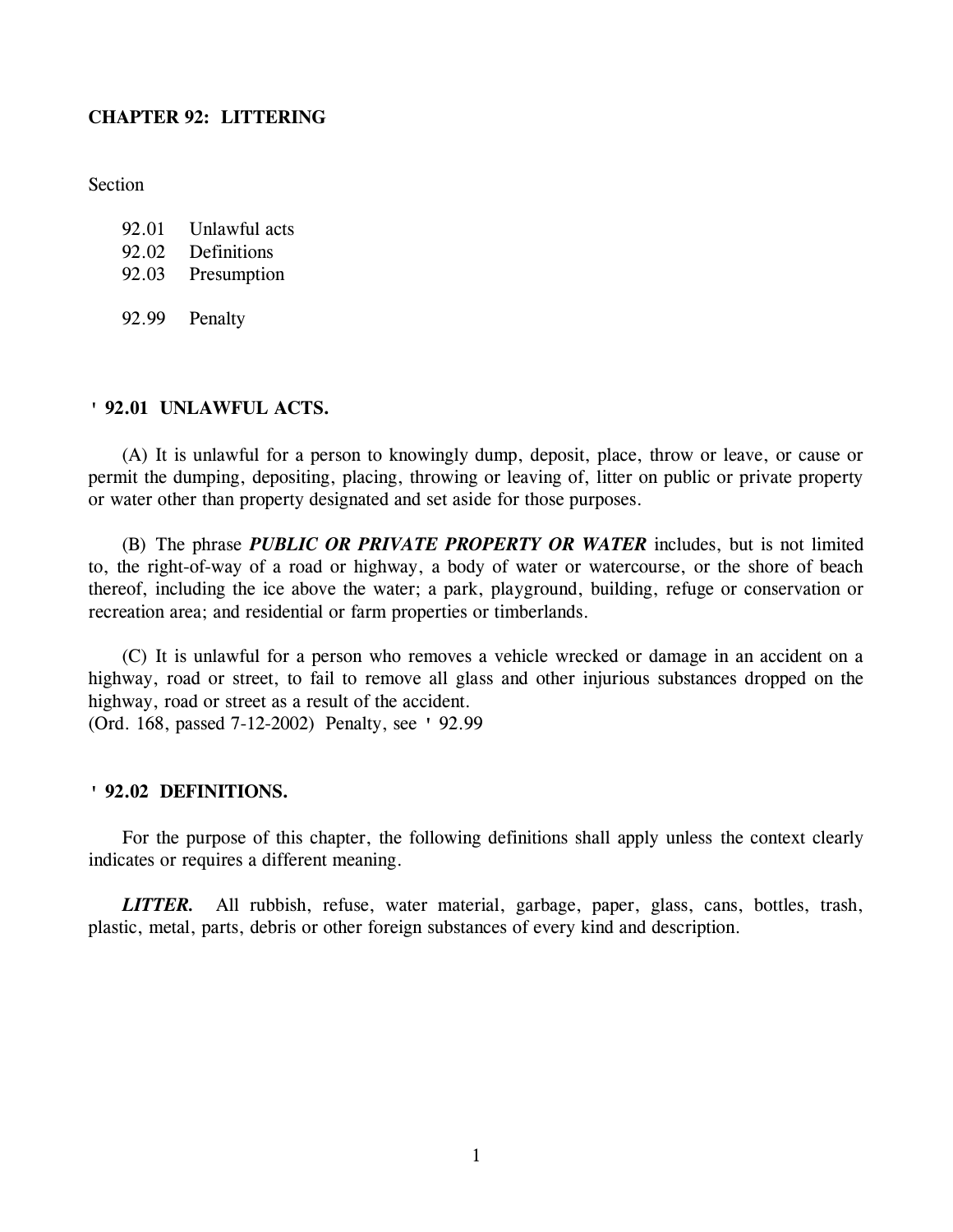# CHAPTER 92: LITTERING

Section

92.01 Unlawful acts
92.02 Definitions
92.03 Presumption

92.99 Penalty

## ' 92.01 UNLAWFUL ACTS.

(A) It is unlawful for a person to knowingly dump, deposit, place, throw or leave, or cause or permit the dumping, depositing, placing, throwing or leaving of, litter on public or private property or water other than property designated and set aside for those purposes.

(B) The phrase ***PUBLIC OR PRIVATE PROPERTY OR WATER*** includes, but is not limited to, the right-of-way of a road or highway, a body of water or watercourse, or the shore of beach thereof, including the ice above the water; a park, playground, building, refuge or conservation or recreation area; and residential or farm properties or timberlands.

(C) It is unlawful for a person who removes a vehicle wrecked or damage in an accident on a highway, road or street, to fail to remove all glass and other injurious substances dropped on the highway, road or street as a result of the accident.
(Ord. 168, passed 7-12-2002) Penalty, see ' 92.99

## ' 92.02 DEFINITIONS.

For the purpose of this chapter, the following definitions shall apply unless the context clearly indicates or requires a different meaning.

***LITTER.*** All rubbish, refuse, water material, garbage, paper, glass, cans, bottles, trash, plastic, metal, parts, debris or other foreign substances of every kind and description.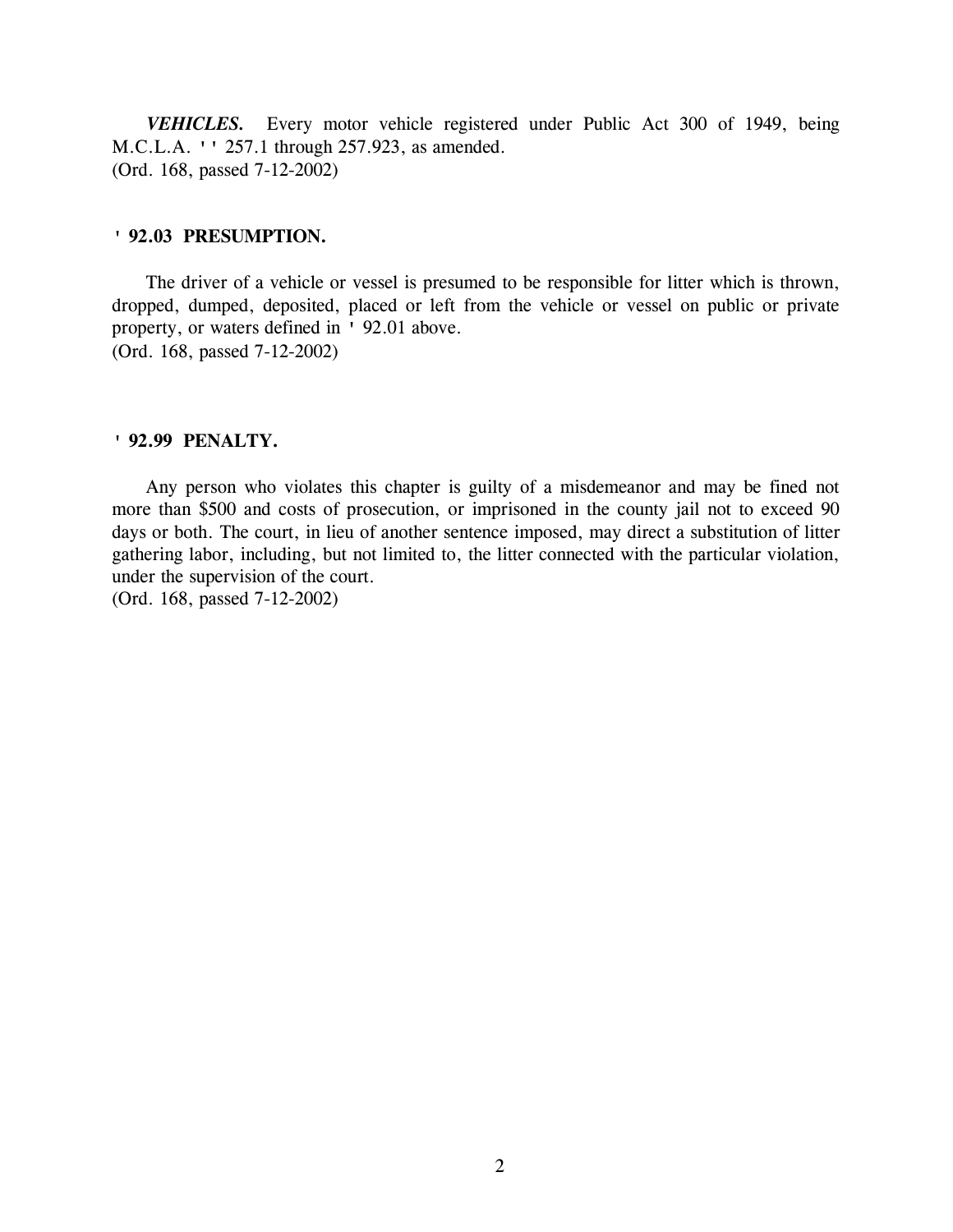***VEHICLES.*** Every motor vehicle registered under Public Act 300 of 1949, being M.C.L.A. ' ' 257.1 through 257.923, as amended.
(Ord. 168, passed 7-12-2002)

**' 92.03 PRESUMPTION.**

The driver of a vehicle or vessel is presumed to be responsible for litter which is thrown, dropped, dumped, deposited, placed or left from the vehicle or vessel on public or private property, or waters defined in ' 92.01 above.
(Ord. 168, passed 7-12-2002)

**' 92.99 PENALTY.**

Any person who violates this chapter is guilty of a misdemeanor and may be fined not more than $500 and costs of prosecution, or imprisoned in the county jail not to exceed 90 days or both. The court, in lieu of another sentence imposed, may direct a substitution of litter gathering labor, including, but not limited to, the litter connected with the particular violation, under the supervision of the court.
(Ord. 168, passed 7-12-2002)